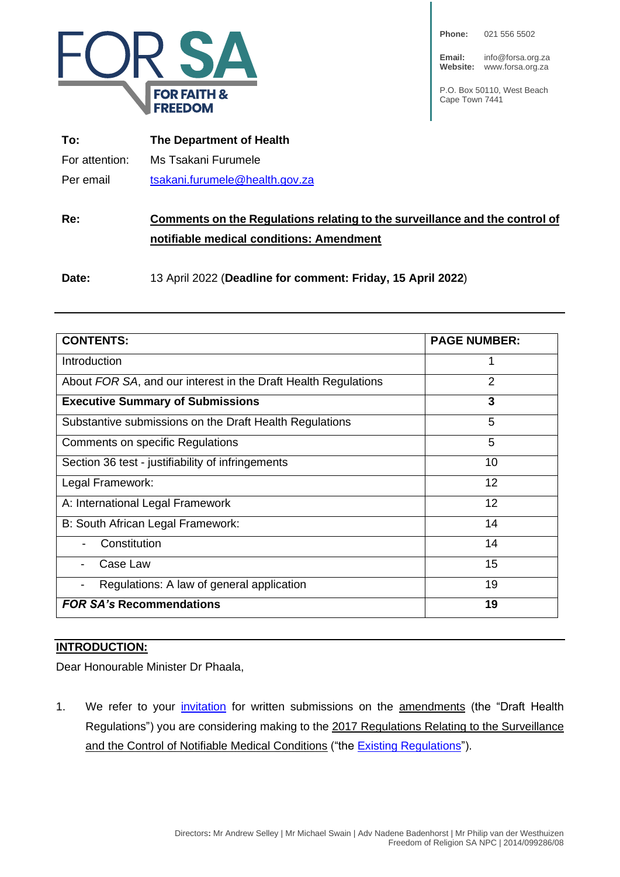FOR SA

FOR FAITH & FREEDOM

**Phone:** 021 556 5502

**Email:** info@forsa.org.za
**Website:** www.forsa.org.za

P.O. Box 50110, West Beach
Cape Town 7441

**To:** **The Department of Health**

For attention: Ms Tsakani Furumele

Per email tsakani.furumele@health.gov.za

**Re:** **Comments on the Regulations relating to the surveillance and the control of notifiable medical conditions: Amendment**

**Date:** 13 April 2022 (**Deadline for comment: Friday, 15 April 2022**)

| **CONTENTS:** | **PAGE NUMBER:** |
|---|---|
| Introduction | 1 |
| About *FOR SA*, and our interest in the Draft Health Regulations | 2 |
| **Executive Summary of Submissions** | **3** |
| Substantive submissions on the Draft Health Regulations | 5 |
| Comments on specific Regulations | 5 |
| Section 36 test - justifiability of infringements | 10 |
| Legal Framework: | 12 |
| A: International Legal Framework | 12 |
| B: South African Legal Framework: | 14 |
| - Constitution | 14 |
| - Case Law | 15 |
| - Regulations: A law of general application | 19 |
| ***FOR SA's* Recommendations** | **19** |

## INTRODUCTION:

Dear Honourable Minister Dr Phaala,

1. We refer to your invitation for written submissions on the amendments (the "Draft Health Regulations") you are considering making to the 2017 Regulations Relating to the Surveillance and the Control of Notifiable Medical Conditions ("the Existing Regulations").

Directors: Mr Andrew Selley | Mr Michael Swain | Adv Nadene Badenhorst | Mr Philip van der Westhuizen
Freedom of Religion SA NPC | 2014/099286/08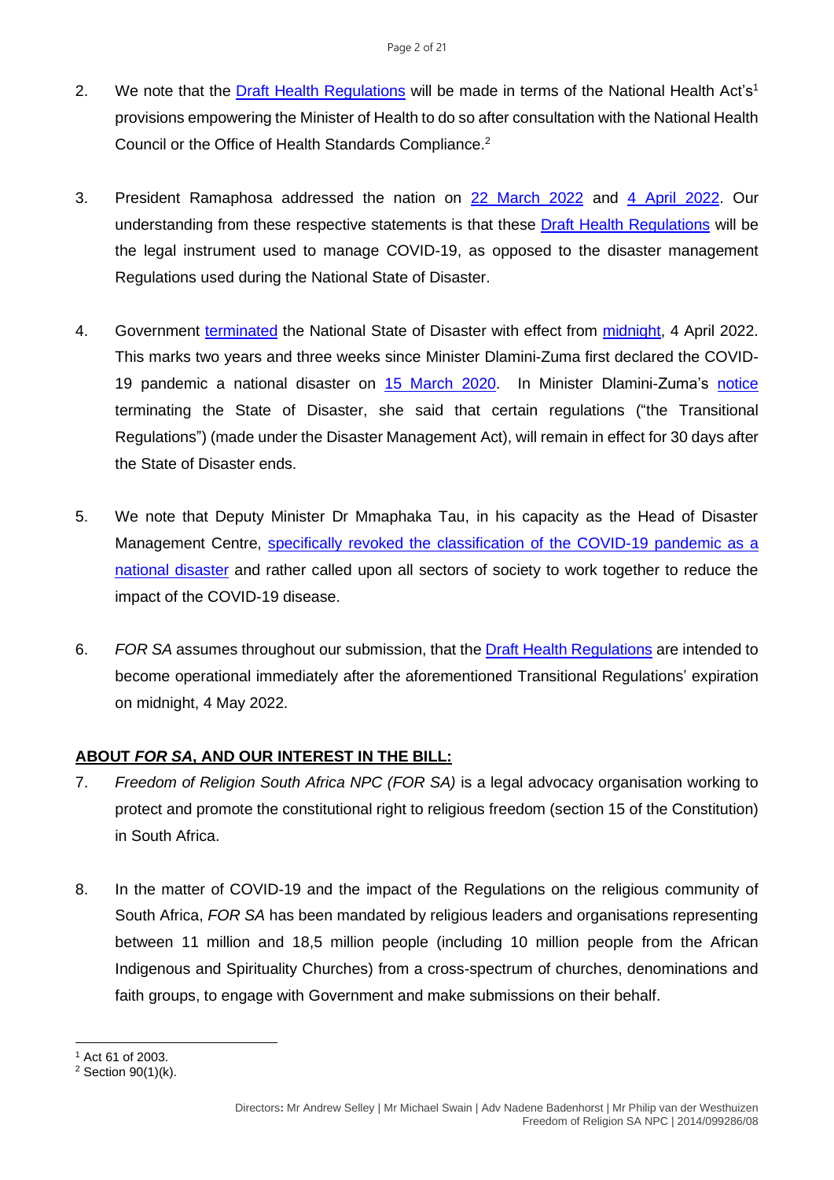2. We note that the Draft Health Regulations will be made in terms of the National Health Act's[1] provisions empowering the Minister of Health to do so after consultation with the National Health Council or the Office of Health Standards Compliance.[2]

3. President Ramaphosa addressed the nation on 22 March 2022 and 4 April 2022. Our understanding from these respective statements is that these Draft Health Regulations will be the legal instrument used to manage COVID-19, as opposed to the disaster management Regulations used during the National State of Disaster.

4. Government terminated the National State of Disaster with effect from midnight, 4 April 2022. This marks two years and three weeks since Minister Dlamini-Zuma first declared the COVID-19 pandemic a national disaster on 15 March 2020. In Minister Dlamini-Zuma's notice terminating the State of Disaster, she said that certain regulations ("the Transitional Regulations") (made under the Disaster Management Act), will remain in effect for 30 days after the State of Disaster ends.

5. We note that Deputy Minister Dr Mmaphaka Tau, in his capacity as the Head of Disaster Management Centre, specifically revoked the classification of the COVID-19 pandemic as a national disaster and rather called upon all sectors of society to work together to reduce the impact of the COVID-19 disease.

6. *FOR SA* assumes throughout our submission, that the Draft Health Regulations are intended to become operational immediately after the aforementioned Transitional Regulations' expiration on midnight, 4 May 2022.

## ABOUT *FOR SA*, AND OUR INTEREST IN THE BILL:

7. *Freedom of Religion South Africa NPC (FOR SA)* is a legal advocacy organisation working to protect and promote the constitutional right to religious freedom (section 15 of the Constitution) in South Africa.

8. In the matter of COVID-19 and the impact of the Regulations on the religious community of South Africa, *FOR SA* has been mandated by religious leaders and organisations representing between 11 million and 18,5 million people (including 10 million people from the African Indigenous and Spirituality Churches) from a cross-spectrum of churches, denominations and faith groups, to engage with Government and make submissions on their behalf.

---

[1] Act 61 of 2003.

[2] Section 90(1)(k).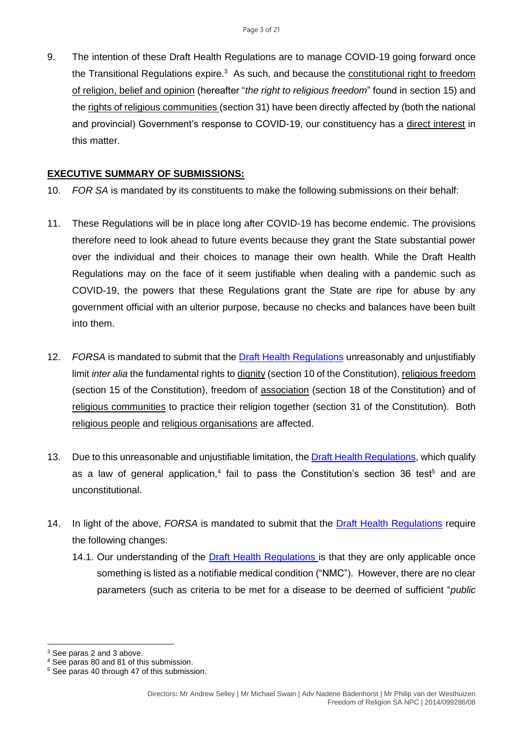9. The intention of these Draft Health Regulations are to manage COVID-19 going forward once the Transitional Regulations expire.[3] As such, and because the constitutional right to freedom of religion, belief and opinion (hereafter "*the right to religious freedom*" found in section 15) and the rights of religious communities (section 31) have been directly affected by (both the national and provincial) Government's response to COVID-19, our constituency has a direct interest in this matter.

**EXECUTIVE SUMMARY OF SUBMISSIONS:**

10. *FOR SA* is mandated by its constituents to make the following submissions on their behalf:

11. These Regulations will be in place long after COVID-19 has become endemic. The provisions therefore need to look ahead to future events because they grant the State substantial power over the individual and their choices to manage their own health. While the Draft Health Regulations may on the face of it seem justifiable when dealing with a pandemic such as COVID-19, the powers that these Regulations grant the State are ripe for abuse by any government official with an ulterior purpose, because no checks and balances have been built into them.

12. *FORSA* is mandated to submit that the Draft Health Regulations unreasonably and unjustifiably limit *inter alia* the fundamental rights to dignity (section 10 of the Constitution), religious freedom (section 15 of the Constitution), freedom of association (section 18 of the Constitution) and of religious communities to practice their religion together (section 31 of the Constitution). Both religious people and religious organisations are affected.

13. Due to this unreasonable and unjustifiable limitation, the Draft Health Regulations, which qualify as a law of general application,[4] fail to pass the Constitution's section 36 test[5] and are unconstitutional.

14. In light of the above, *FORSA* is mandated to submit that the Draft Health Regulations require the following changes:

    14.1. Our understanding of the Draft Health Regulations is that they are only applicable once something is listed as a notifiable medical condition ("NMC"). However, there are no clear parameters (such as criteria to be met for a disease to be deemed of sufficient "*public*

---

[3] See paras 2 and 3 above.

[4] See paras 80 and 81 of this submission.

[5] See paras 40 through 47 of this submission.

Directors: Mr Andrew Selley | Mr Michael Swain | Adv Nadene Badenhorst | Mr Philip van der Westhuizen
Freedom of Religion SA NPC | 2014/099286/08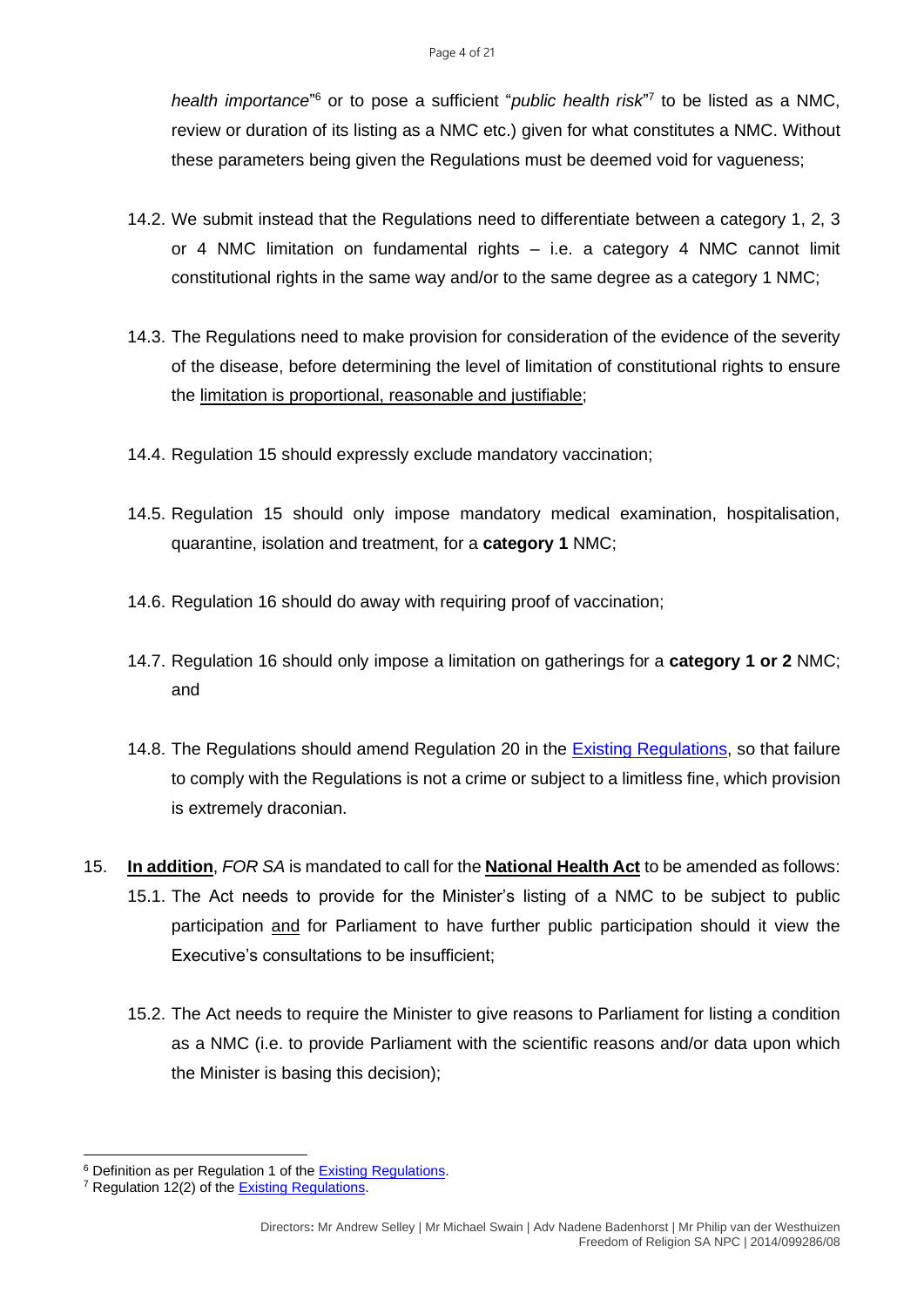*health importance*"[6] or to pose a sufficient "*public health risk*"[7] to be listed as a NMC, review or duration of its listing as a NMC etc.) given for what constitutes a NMC. Without these parameters being given the Regulations must be deemed void for vagueness;

14.2. We submit instead that the Regulations need to differentiate between a category 1, 2, 3 or 4 NMC limitation on fundamental rights – i.e. a category 4 NMC cannot limit constitutional rights in the same way and/or to the same degree as a category 1 NMC;

14.3. The Regulations need to make provision for consideration of the evidence of the severity of the disease, before determining the level of limitation of constitutional rights to ensure the limitation is proportional, reasonable and justifiable;

14.4. Regulation 15 should expressly exclude mandatory vaccination;

14.5. Regulation 15 should only impose mandatory medical examination, hospitalisation, quarantine, isolation and treatment, for a **category 1** NMC;

14.6. Regulation 16 should do away with requiring proof of vaccination;

14.7. Regulation 16 should only impose a limitation on gatherings for a **category 1 or 2** NMC; and

14.8. The Regulations should amend Regulation 20 in the Existing Regulations, so that failure to comply with the Regulations is not a crime or subject to a limitless fine, which provision is extremely draconian.

15. **In addition**, *FOR SA* is mandated to call for the **National Health Act** to be amended as follows:

15.1. The Act needs to provide for the Minister's listing of a NMC to be subject to public participation and for Parliament to have further public participation should it view the Executive's consultations to be insufficient;

15.2. The Act needs to require the Minister to give reasons to Parliament for listing a condition as a NMC (i.e. to provide Parliament with the scientific reasons and/or data upon which the Minister is basing this decision);

---

[6] Definition as per Regulation 1 of the Existing Regulations.

[7] Regulation 12(2) of the Existing Regulations.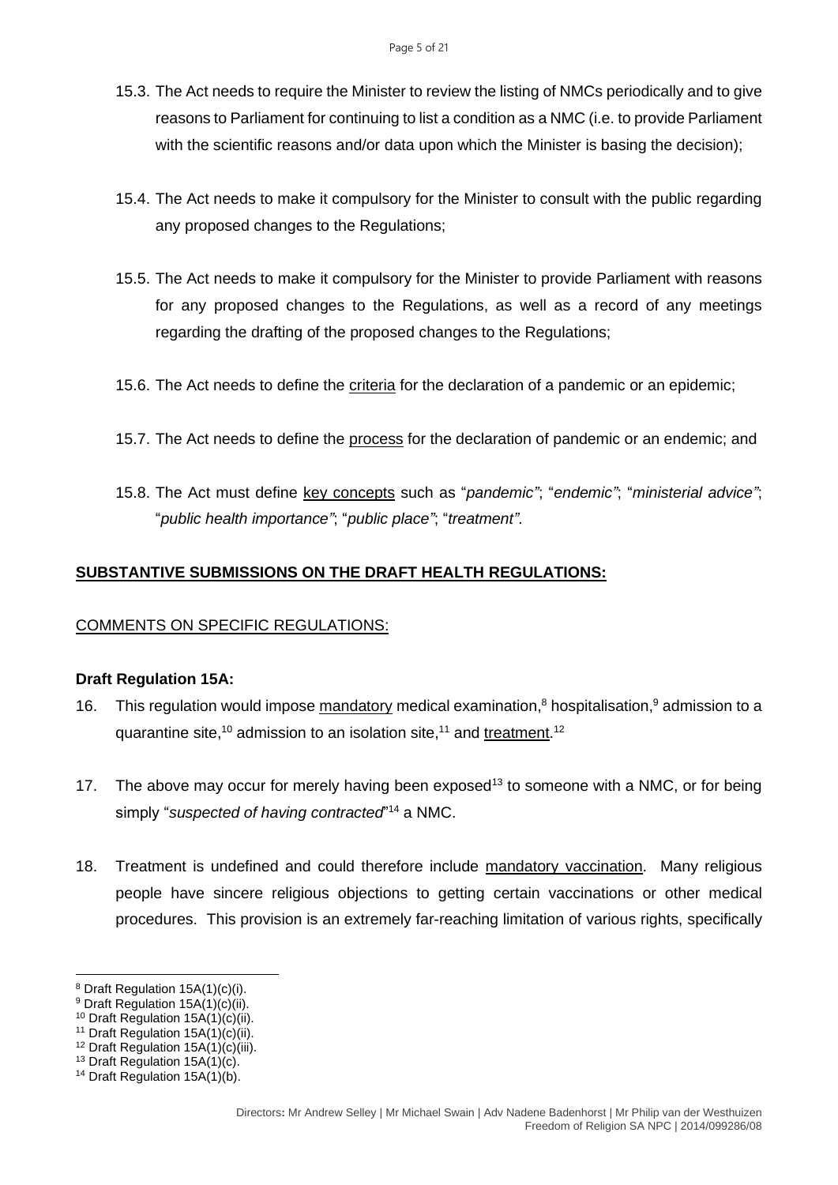15.3. The Act needs to require the Minister to review the listing of NMCs periodically and to give reasons to Parliament for continuing to list a condition as a NMC (i.e. to provide Parliament with the scientific reasons and/or data upon which the Minister is basing the decision);

15.4. The Act needs to make it compulsory for the Minister to consult with the public regarding any proposed changes to the Regulations;

15.5. The Act needs to make it compulsory for the Minister to provide Parliament with reasons for any proposed changes to the Regulations, as well as a record of any meetings regarding the drafting of the proposed changes to the Regulations;

15.6. The Act needs to define the <u>criteria</u> for the declaration of a pandemic or an epidemic;

15.7. The Act needs to define the <u>process</u> for the declaration of pandemic or an endemic; and

15.8. The Act must define <u>key concepts</u> such as "*pandemic"*; "*endemic"*; "*ministerial advice"*; "*public health importance"*; "*public place"*; "*treatment".*

## <u>SUBSTANTIVE SUBMISSIONS ON THE DRAFT HEALTH REGULATIONS:</u>

<u>COMMENTS ON SPECIFIC REGULATIONS:</u>

**Draft Regulation 15A:**

16. This regulation would impose <u>mandatory</u> medical examination,[8] hospitalisation,[9] admission to a quarantine site,[10] admission to an isolation site,[11] and <u>treatment</u>.[12]

17. The above may occur for merely having been exposed[13] to someone with a NMC, or for being simply "*suspected of having contracted*"[14] a NMC.

18. Treatment is undefined and could therefore include <u>mandatory vaccination</u>. Many religious people have sincere religious objections to getting certain vaccinations or other medical procedures. This provision is an extremely far-reaching limitation of various rights, specifically

---

[8] Draft Regulation 15A(1)(c)(i).
[9] Draft Regulation 15A(1)(c)(ii).
[10] Draft Regulation 15A(1)(c)(ii).
[11] Draft Regulation 15A(1)(c)(ii).
[12] Draft Regulation 15A(1)(c)(iii).
[13] Draft Regulation 15A(1)(c).
[14] Draft Regulation 15A(1)(b).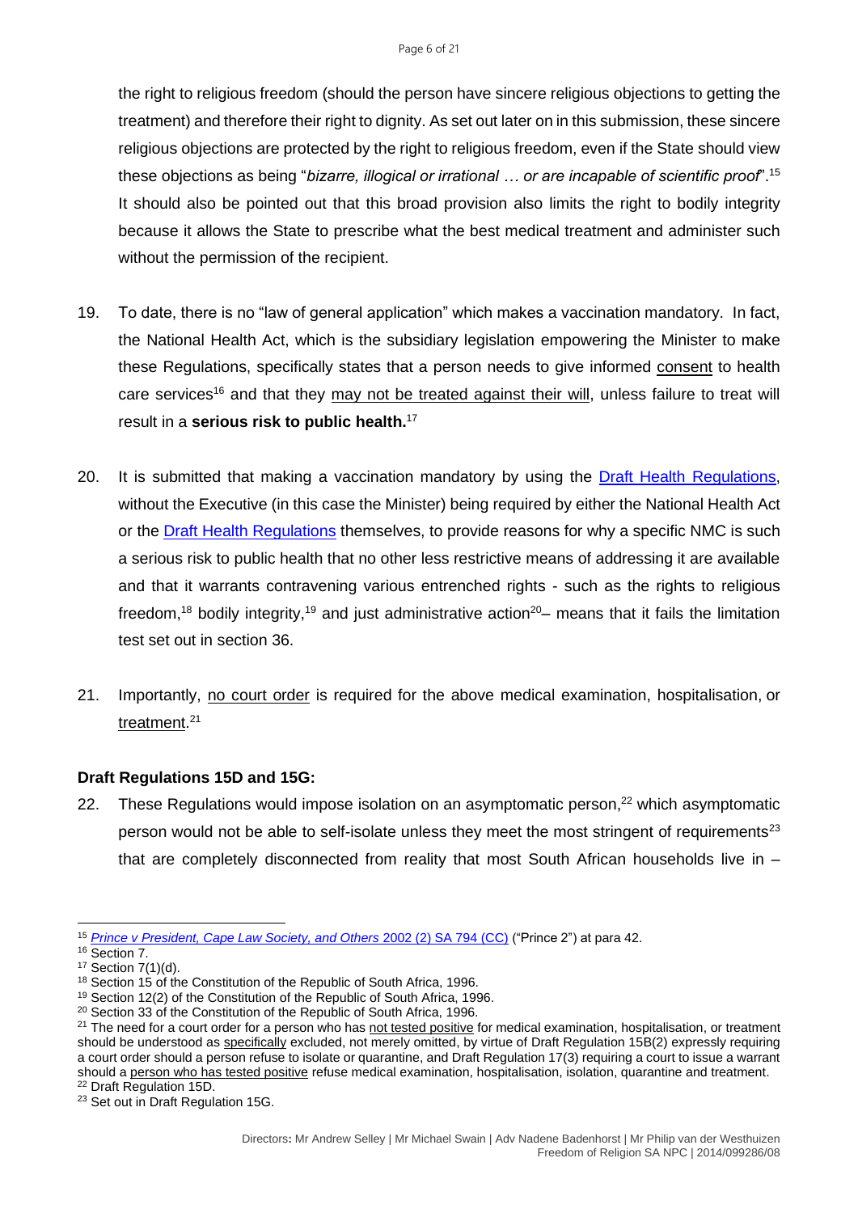the right to religious freedom (should the person have sincere religious objections to getting the treatment) and therefore their right to dignity. As set out later on in this submission, these sincere religious objections are protected by the right to religious freedom, even if the State should view these objections as being "*bizarre, illogical or irrational … or are incapable of scientific proof*".[15] It should also be pointed out that this broad provision also limits the right to bodily integrity because it allows the State to prescribe what the best medical treatment and administer such without the permission of the recipient.

19. To date, there is no "law of general application" which makes a vaccination mandatory. In fact, the National Health Act, which is the subsidiary legislation empowering the Minister to make these Regulations, specifically states that a person needs to give informed consent to health care services[16] and that they may not be treated against their will, unless failure to treat will result in a **serious risk to public health.**[17]

20. It is submitted that making a vaccination mandatory by using the Draft Health Regulations, without the Executive (in this case the Minister) being required by either the National Health Act or the Draft Health Regulations themselves, to provide reasons for why a specific NMC is such a serious risk to public health that no other less restrictive means of addressing it are available and that it warrants contravening various entrenched rights - such as the rights to religious freedom,[18] bodily integrity,[19] and just administrative action[20]– means that it fails the limitation test set out in section 36.

21. Importantly, no court order is required for the above medical examination, hospitalisation, or treatment.[21]

**Draft Regulations 15D and 15G:**

22. These Regulations would impose isolation on an asymptomatic person,[22] which asymptomatic person would not be able to self-isolate unless they meet the most stringent of requirements[23] that are completely disconnected from reality that most South African households live in –

---

[15] *Prince v President, Cape Law Society, and Others* 2002 (2) SA 794 (CC) ("Prince 2") at para 42.

[16] Section 7.

[17] Section 7(1)(d).

[18] Section 15 of the Constitution of the Republic of South Africa, 1996.

[19] Section 12(2) of the Constitution of the Republic of South Africa, 1996.

[20] Section 33 of the Constitution of the Republic of South Africa, 1996.

[21] The need for a court order for a person who has not tested positive for medical examination, hospitalisation, or treatment should be understood as specifically excluded, not merely omitted, by virtue of Draft Regulation 15B(2) expressly requiring a court order should a person refuse to isolate or quarantine, and Draft Regulation 17(3) requiring a court to issue a warrant should a person who has tested positive refuse medical examination, hospitalisation, isolation, quarantine and treatment.

[22] Draft Regulation 15D.

[23] Set out in Draft Regulation 15G.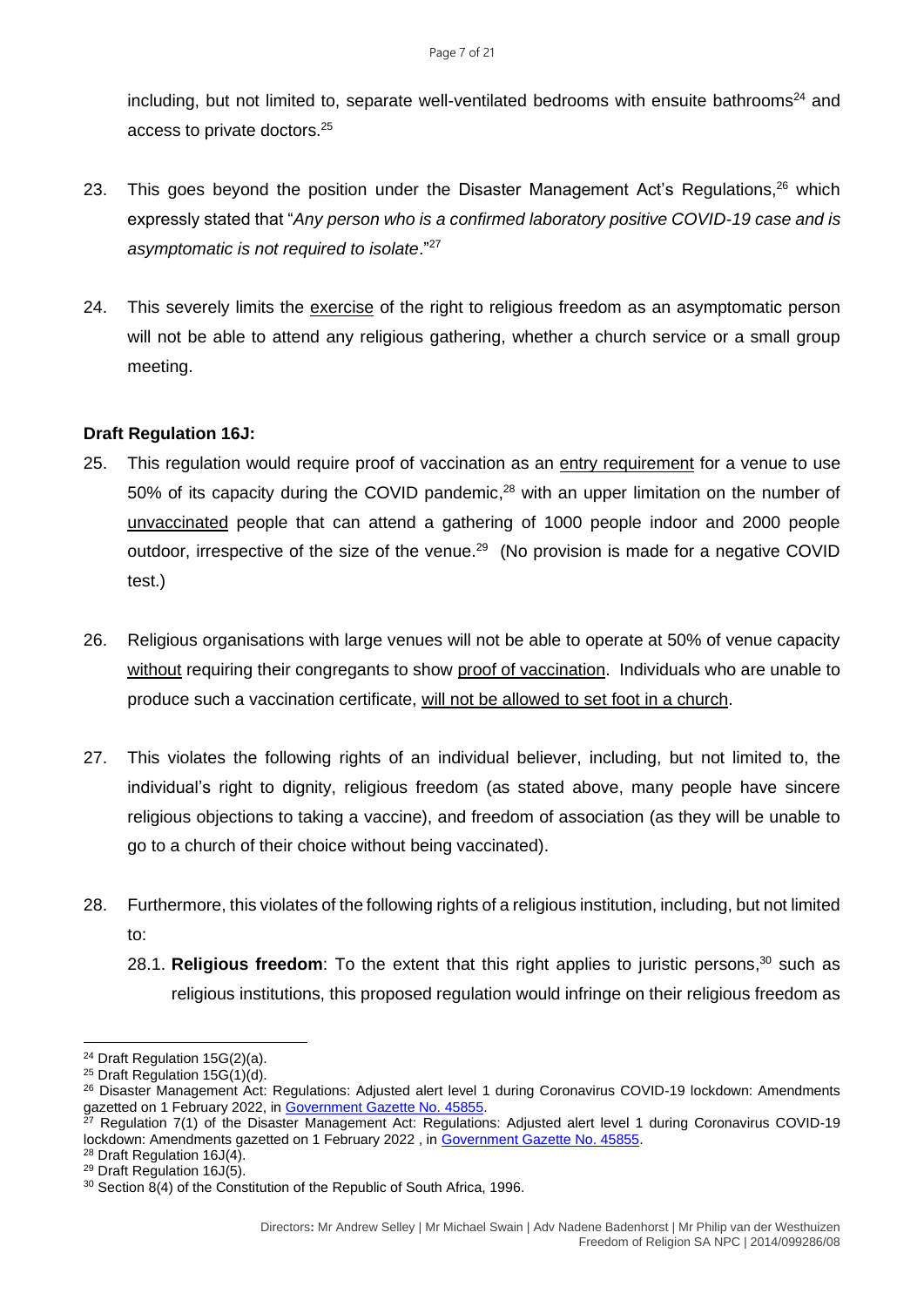including, but not limited to, separate well-ventilated bedrooms with ensuite bathrooms[24] and access to private doctors.[25]

23. This goes beyond the position under the Disaster Management Act's Regulations,[26] which expressly stated that "*Any person who is a confirmed laboratory positive COVID-19 case and is asymptomatic is not required to isolate*."[27]

24. This severely limits the exercise of the right to religious freedom as an asymptomatic person will not be able to attend any religious gathering, whether a church service or a small group meeting.

**Draft Regulation 16J:**

25. This regulation would require proof of vaccination as an entry requirement for a venue to use 50% of its capacity during the COVID pandemic,[28] with an upper limitation on the number of unvaccinated people that can attend a gathering of 1000 people indoor and 2000 people outdoor, irrespective of the size of the venue.[29] (No provision is made for a negative COVID test.)

26. Religious organisations with large venues will not be able to operate at 50% of venue capacity without requiring their congregants to show proof of vaccination. Individuals who are unable to produce such a vaccination certificate, will not be allowed to set foot in a church.

27. This violates the following rights of an individual believer, including, but not limited to, the individual's right to dignity, religious freedom (as stated above, many people have sincere religious objections to taking a vaccine), and freedom of association (as they will be unable to go to a church of their choice without being vaccinated).

28. Furthermore, this violates of the following rights of a religious institution, including, but not limited to:

    28.1. **Religious freedom**: To the extent that this right applies to juristic persons,[30] such as religious institutions, this proposed regulation would infringe on their religious freedom as

---

[24] Draft Regulation 15G(2)(a).

[25] Draft Regulation 15G(1)(d).

[26] Disaster Management Act: Regulations: Adjusted alert level 1 during Coronavirus COVID-19 lockdown: Amendments gazetted on 1 February 2022, in Government Gazette No. 45855.

[27] Regulation 7(1) of the Disaster Management Act: Regulations: Adjusted alert level 1 during Coronavirus COVID-19 lockdown: Amendments gazetted on 1 February 2022 , in Government Gazette No. 45855.

[28] Draft Regulation 16J(4).

[29] Draft Regulation 16J(5).

[30] Section 8(4) of the Constitution of the Republic of South Africa, 1996.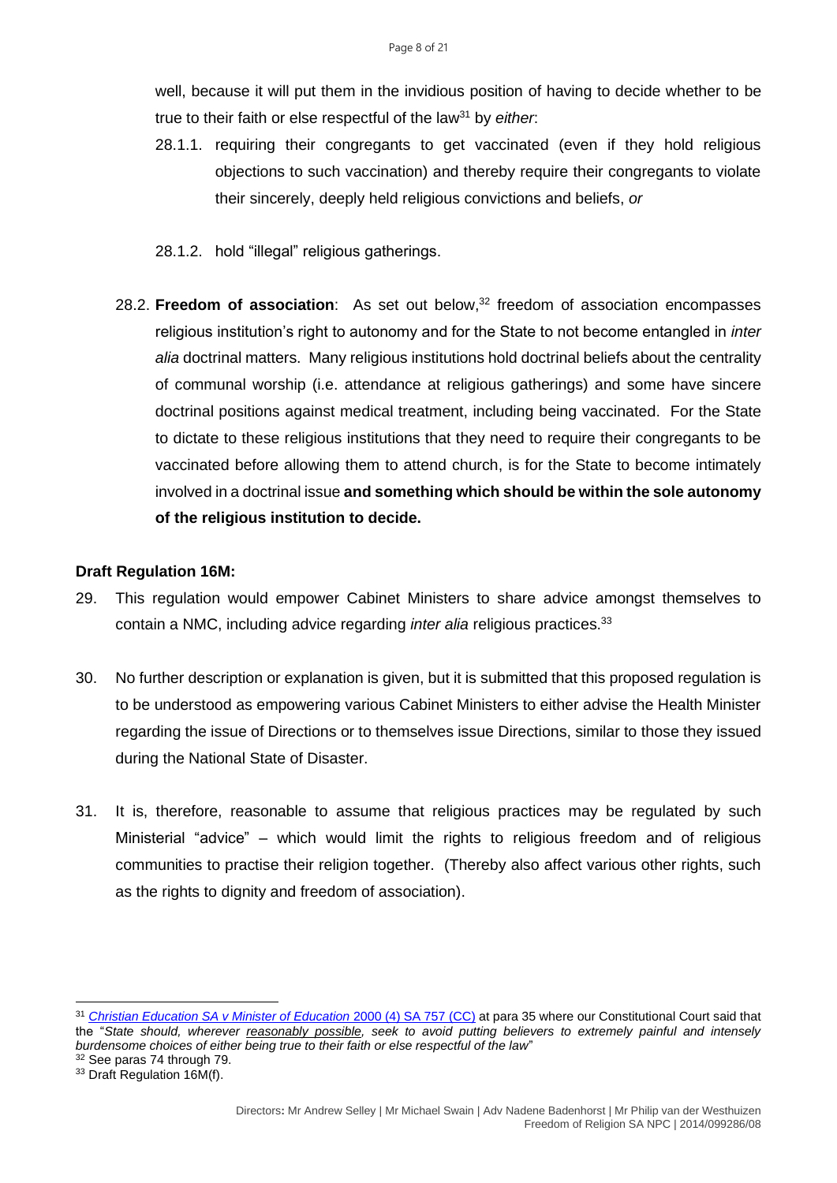well, because it will put them in the invidious position of having to decide whether to be true to their faith or else respectful of the law[31] by *either*:

28.1.1. requiring their congregants to get vaccinated (even if they hold religious objections to such vaccination) and thereby require their congregants to violate their sincerely, deeply held religious convictions and beliefs, *or*

28.1.2. hold "illegal" religious gatherings.

28.2. **Freedom of association**: As set out below,[32] freedom of association encompasses religious institution's right to autonomy and for the State to not become entangled in *inter alia* doctrinal matters. Many religious institutions hold doctrinal beliefs about the centrality of communal worship (i.e. attendance at religious gatherings) and some have sincere doctrinal positions against medical treatment, including being vaccinated. For the State to dictate to these religious institutions that they need to require their congregants to be vaccinated before allowing them to attend church, is for the State to become intimately involved in a doctrinal issue **and something which should be within the sole autonomy of the religious institution to decide.**

**Draft Regulation 16M:**

29. This regulation would empower Cabinet Ministers to share advice amongst themselves to contain a NMC, including advice regarding *inter alia* religious practices.[33]

30. No further description or explanation is given, but it is submitted that this proposed regulation is to be understood as empowering various Cabinet Ministers to either advise the Health Minister regarding the issue of Directions or to themselves issue Directions, similar to those they issued during the National State of Disaster.

31. It is, therefore, reasonable to assume that religious practices may be regulated by such Ministerial "advice" – which would limit the rights to religious freedom and of religious communities to practise their religion together. (Thereby also affect various other rights, such as the rights to dignity and freedom of association).

---

[31] *Christian Education SA v Minister of Education* 2000 (4) SA 757 (CC) at para 35 where our Constitutional Court said that the "*State should, wherever reasonably possible, seek to avoid putting believers to extremely painful and intensely burdensome choices of either being true to their faith or else respectful of the law*"

[32] See paras 74 through 79.

[33] Draft Regulation 16M(f).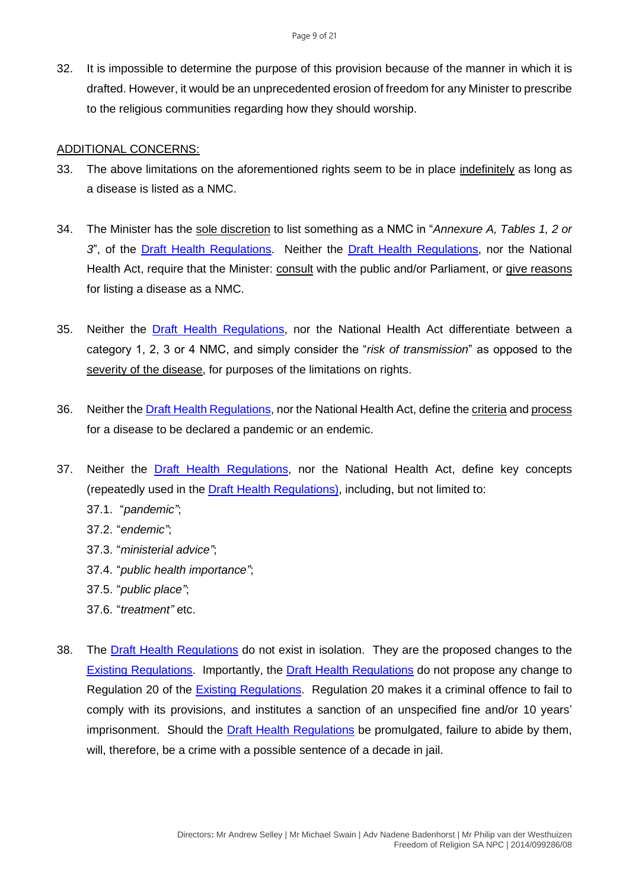32. It is impossible to determine the purpose of this provision because of the manner in which it is drafted. However, it would be an unprecedented erosion of freedom for any Minister to prescribe to the religious communities regarding how they should worship.

## ADDITIONAL CONCERNS:

33. The above limitations on the aforementioned rights seem to be in place indefinitely as long as a disease is listed as a NMC.

34. The Minister has the sole discretion to list something as a NMC in "*Annexure A, Tables 1, 2 or 3*", of the Draft Health Regulations. Neither the Draft Health Regulations, nor the National Health Act, require that the Minister: consult with the public and/or Parliament, or give reasons for listing a disease as a NMC.

35. Neither the Draft Health Regulations, nor the National Health Act differentiate between a category 1, 2, 3 or 4 NMC, and simply consider the "*risk of transmission*" as opposed to the severity of the disease, for purposes of the limitations on rights.

36. Neither the Draft Health Regulations, nor the National Health Act, define the criteria and process for a disease to be declared a pandemic or an endemic.

37. Neither the Draft Health Regulations, nor the National Health Act, define key concepts (repeatedly used in the Draft Health Regulations), including, but not limited to:
    - 37.1. "*pandemic"*;
    - 37.2. "*endemic"*;
    - 37.3. "*ministerial advice"*;
    - 37.4. "*public health importance"*;
    - 37.5. "*public place"*;
    - 37.6. "*treatment"* etc.

38. The Draft Health Regulations do not exist in isolation. They are the proposed changes to the Existing Regulations. Importantly, the Draft Health Regulations do not propose any change to Regulation 20 of the Existing Regulations. Regulation 20 makes it a criminal offence to fail to comply with its provisions, and institutes a sanction of an unspecified fine and/or 10 years' imprisonment. Should the Draft Health Regulations be promulgated, failure to abide by them, will, therefore, be a crime with a possible sentence of a decade in jail.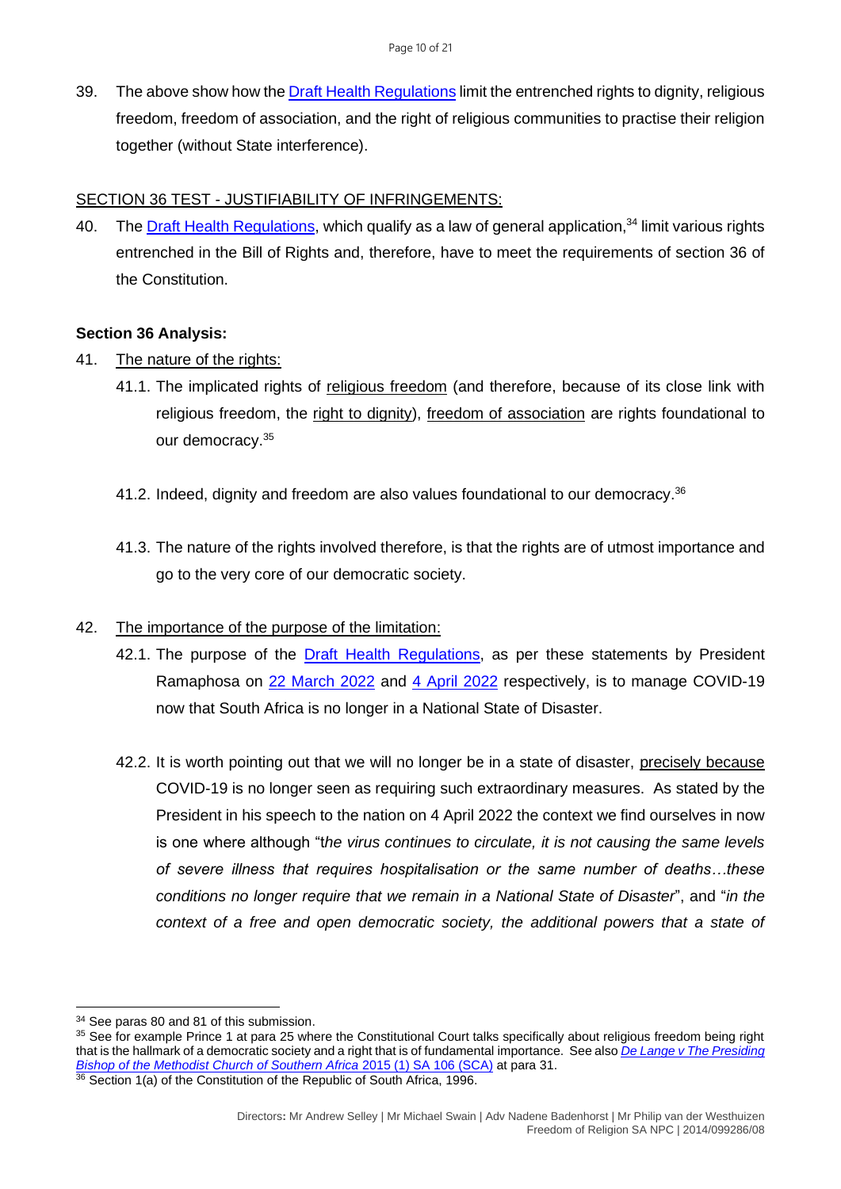39. The above show how the Draft Health Regulations limit the entrenched rights to dignity, religious freedom, freedom of association, and the right of religious communities to practise their religion together (without State interference).

<u>SECTION 36 TEST - JUSTIFIABILITY OF INFRINGEMENTS:</u>

40. The Draft Health Regulations, which qualify as a law of general application,[34] limit various rights entrenched in the Bill of Rights and, therefore, have to meet the requirements of section 36 of the Constitution.

**Section 36 Analysis:**

41. <u>The nature of the rights:</u>

    41.1. The implicated rights of <u>religious freedom</u> (and therefore, because of its close link with religious freedom, the <u>right to dignity</u>), <u>freedom of association</u> are rights foundational to our democracy.[35]

    41.2. Indeed, dignity and freedom are also values foundational to our democracy.[36]

    41.3. The nature of the rights involved therefore, is that the rights are of utmost importance and go to the very core of our democratic society.

42. <u>The importance of the purpose of the limitation:</u>

    42.1. The purpose of the Draft Health Regulations, as per these statements by President Ramaphosa on 22 March 2022 and 4 April 2022 respectively, is to manage COVID-19 now that South Africa is no longer in a National State of Disaster.

    42.2. It is worth pointing out that we will no longer be in a state of disaster, <u>precisely because</u> COVID-19 is no longer seen as requiring such extraordinary measures. As stated by the President in his speech to the nation on 4 April 2022 the context we find ourselves in now is one where although "*the virus continues to circulate, it is not causing the same levels of severe illness that requires hospitalisation or the same number of deaths…these conditions no longer require that we remain in a National State of Disaster*", and "*in the context of a free and open democratic society, the additional powers that a state of*

---

[34] See paras 80 and 81 of this submission.

[35] See for example Prince 1 at para 25 where the Constitutional Court talks specifically about religious freedom being right that is the hallmark of a democratic society and a right that is of fundamental importance. See also *De Lange v The Presiding Bishop of the Methodist Church of Southern Africa* 2015 (1) SA 106 (SCA) at para 31.

[36] Section 1(a) of the Constitution of the Republic of South Africa, 1996.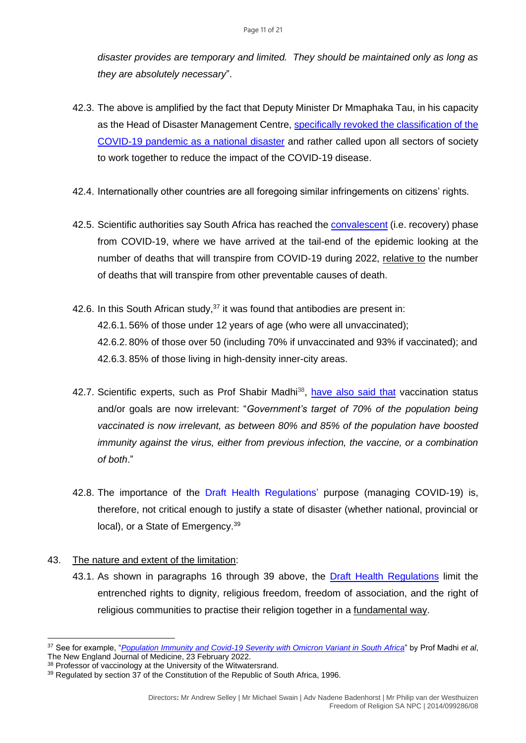*disaster provides are temporary and limited. They should be maintained only as long as they are absolutely necessary*".

42.3. The above is amplified by the fact that Deputy Minister Dr Mmaphaka Tau, in his capacity as the Head of Disaster Management Centre, specifically revoked the classification of the COVID-19 pandemic as a national disaster and rather called upon all sectors of society to work together to reduce the impact of the COVID-19 disease.

42.4. Internationally other countries are all foregoing similar infringements on citizens' rights.

42.5. Scientific authorities say South Africa has reached the convalescent (i.e. recovery) phase from COVID-19, where we have arrived at the tail-end of the epidemic looking at the number of deaths that will transpire from COVID-19 during 2022, relative to the number of deaths that will transpire from other preventable causes of death.

42.6. In this South African study,[37] it was found that antibodies are present in:

42.6.1. 56% of those under 12 years of age (who were all unvaccinated);

42.6.2. 80% of those over 50 (including 70% if unvaccinated and 93% if vaccinated); and

42.6.3. 85% of those living in high-density inner-city areas.

42.7. Scientific experts, such as Prof Shabir Madhi[38], have also said that vaccination status and/or goals are now irrelevant: "*Government's target of 70% of the population being vaccinated is now irrelevant, as between 80% and 85% of the population have boosted immunity against the virus, either from previous infection, the vaccine, or a combination of both*."

42.8. The importance of the Draft Health Regulations' purpose (managing COVID-19) is, therefore, not critical enough to justify a state of disaster (whether national, provincial or local), or a State of Emergency.[39]

43. The nature and extent of the limitation:

43.1. As shown in paragraphs 16 through 39 above, the Draft Health Regulations limit the entrenched rights to dignity, religious freedom, freedom of association, and the right of religious communities to practise their religion together in a fundamental way.

---

[37] See for example, "*Population Immunity and Covid-19 Severity with Omicron Variant in South Africa*" by Prof Madhi *et al*, The New England Journal of Medicine, 23 February 2022.

[38] Professor of vaccinology at the University of the Witwatersrand.

[39] Regulated by section 37 of the Constitution of the Republic of South Africa, 1996.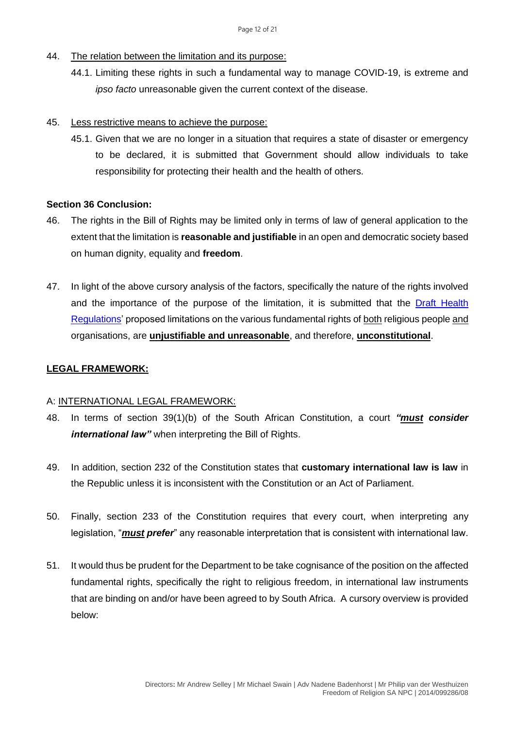44. <u>The relation between the limitation and its purpose:</u>

    44.1. Limiting these rights in such a fundamental way to manage COVID-19, is extreme and *ipso facto* unreasonable given the current context of the disease.

45. <u>Less restrictive means to achieve the purpose:</u>

    45.1. Given that we are no longer in a situation that requires a state of disaster or emergency to be declared, it is submitted that Government should allow individuals to take responsibility for protecting their health and the health of others.

**Section 36 Conclusion:**

46. The rights in the Bill of Rights may be limited only in terms of law of general application to the extent that the limitation is **reasonable and justifiable** in an open and democratic society based on human dignity, equality and **freedom**.

47. In light of the above cursory analysis of the factors, specifically the nature of the rights involved and the importance of the purpose of the limitation, it is submitted that the Draft Health Regulations' proposed limitations on the various fundamental rights of <u>both</u> religious people <u>and</u> organisations, are **<u>unjustifiable and unreasonable</u>**, and therefore, **<u>unconstitutional</u>**.

## <u>LEGAL FRAMEWORK:</u>

### A: <u>INTERNATIONAL LEGAL FRAMEWORK:</u>

48. In terms of section 39(1)(b) of the South African Constitution, a court ***"<u>must</u> consider international law"*** when interpreting the Bill of Rights.

49. In addition, section 232 of the Constitution states that **customary international law is law** in the Republic unless it is inconsistent with the Constitution or an Act of Parliament.

50. Finally, section 233 of the Constitution requires that every court, when interpreting any legislation, "***<u>must</u> prefer***" any reasonable interpretation that is consistent with international law.

51. It would thus be prudent for the Department to be take cognisance of the position on the affected fundamental rights, specifically the right to religious freedom, in international law instruments that are binding on and/or have been agreed to by South Africa. A cursory overview is provided below: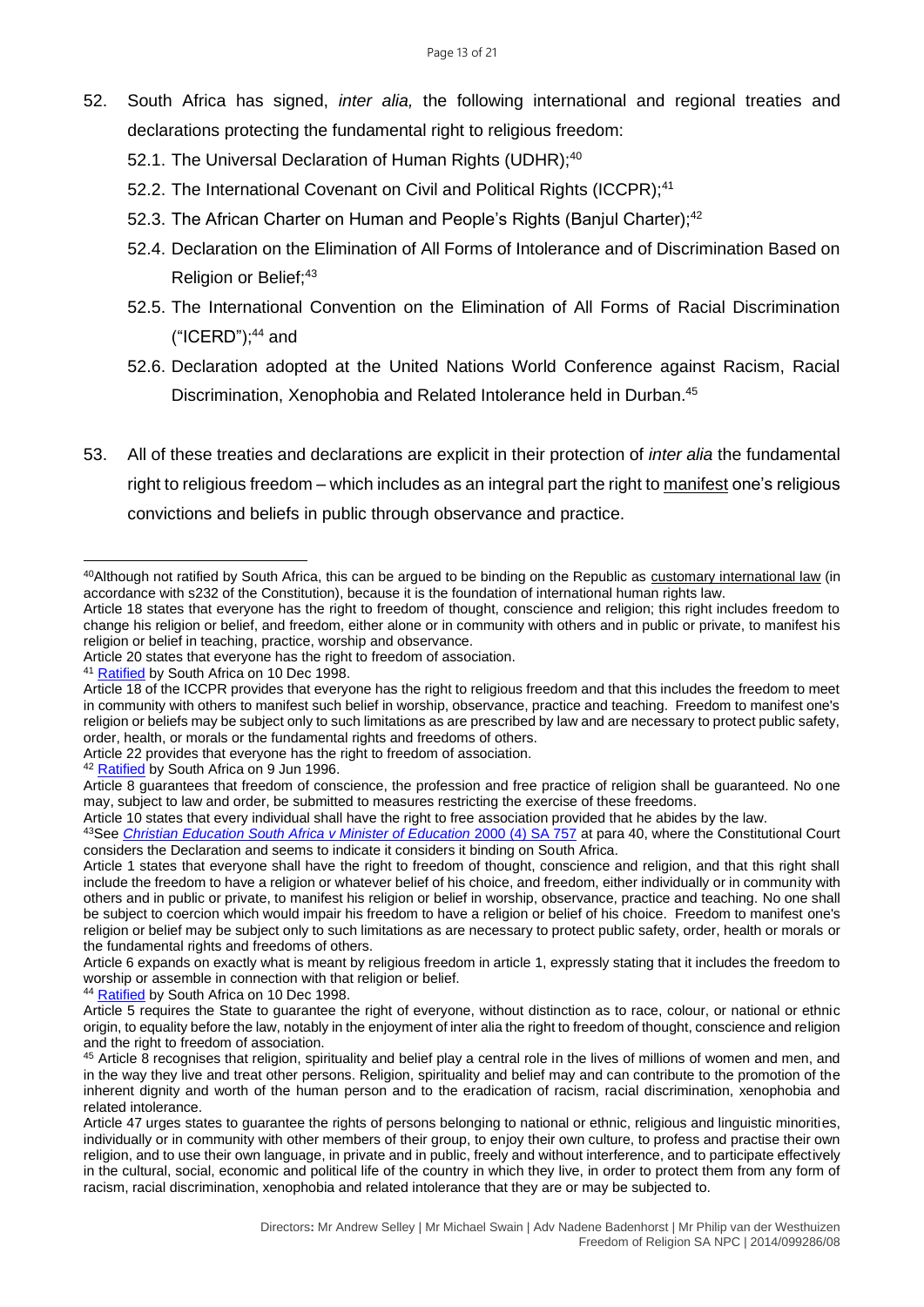52. South Africa has signed, *inter alia,* the following international and regional treaties and declarations protecting the fundamental right to religious freedom:

    52.1. The Universal Declaration of Human Rights (UDHR);[40]

    52.2. The International Covenant on Civil and Political Rights (ICCPR);[41]

    52.3. The African Charter on Human and People's Rights (Banjul Charter);[42]

    52.4. Declaration on the Elimination of All Forms of Intolerance and of Discrimination Based on Religion or Belief;[43]

    52.5. The International Convention on the Elimination of All Forms of Racial Discrimination ("ICERD");[44] and

    52.6. Declaration adopted at the United Nations World Conference against Racism, Racial Discrimination, Xenophobia and Related Intolerance held in Durban.[45]

53. All of these treaties and declarations are explicit in their protection of *inter alia* the fundamental right to religious freedom – which includes as an integral part the right to manifest one's religious convictions and beliefs in public through observance and practice.

---

[40] Although not ratified by South Africa, this can be argued to be binding on the Republic as customary international law (in accordance with s232 of the Constitution), because it is the foundation of international human rights law.
Article 18 states that everyone has the right to freedom of thought, conscience and religion; this right includes freedom to change his religion or belief, and freedom, either alone or in community with others and in public or private, to manifest his religion or belief in teaching, practice, worship and observance.
Article 20 states that everyone has the right to freedom of association.

[41] Ratified by South Africa on 10 Dec 1998.
Article 18 of the ICCPR provides that everyone has the right to religious freedom and that this includes the freedom to meet in community with others to manifest such belief in worship, observance, practice and teaching. Freedom to manifest one's religion or beliefs may be subject only to such limitations as are prescribed by law and are necessary to protect public safety, order, health, or morals or the fundamental rights and freedoms of others.
Article 22 provides that everyone has the right to freedom of association.

[42] Ratified by South Africa on 9 Jun 1996.
Article 8 guarantees that freedom of conscience, the profession and free practice of religion shall be guaranteed. No one may, subject to law and order, be submitted to measures restricting the exercise of these freedoms.
Article 10 states that every individual shall have the right to free association provided that he abides by the law.

[43] See *Christian Education South Africa v Minister of Education* 2000 (4) SA 757 at para 40, where the Constitutional Court considers the Declaration and seems to indicate it considers it binding on South Africa.
Article 1 states that everyone shall have the right to freedom of thought, conscience and religion, and that this right shall include the freedom to have a religion or whatever belief of his choice, and freedom, either individually or in community with others and in public or private, to manifest his religion or belief in worship, observance, practice and teaching. No one shall be subject to coercion which would impair his freedom to have a religion or belief of his choice. Freedom to manifest one's religion or belief may be subject only to such limitations as are necessary to protect public safety, order, health or morals or the fundamental rights and freedoms of others.
Article 6 expands on exactly what is meant by religious freedom in article 1, expressly stating that it includes the freedom to worship or assemble in connection with that religion or belief.

[44] Ratified by South Africa on 10 Dec 1998.
Article 5 requires the State to guarantee the right of everyone, without distinction as to race, colour, or national or ethnic origin, to equality before the law, notably in the enjoyment of inter alia the right to freedom of thought, conscience and religion and the right to freedom of association.

[45] Article 8 recognises that religion, spirituality and belief play a central role in the lives of millions of women and men, and in the way they live and treat other persons. Religion, spirituality and belief may and can contribute to the promotion of the inherent dignity and worth of the human person and to the eradication of racism, racial discrimination, xenophobia and related intolerance.
Article 47 urges states to guarantee the rights of persons belonging to national or ethnic, religious and linguistic minorities, individually or in community with other members of their group, to enjoy their own culture, to profess and practise their own religion, and to use their own language, in private and in public, freely and without interference, and to participate effectively in the cultural, social, economic and political life of the country in which they live, in order to protect them from any form of racism, racial discrimination, xenophobia and related intolerance that they are or may be subjected to.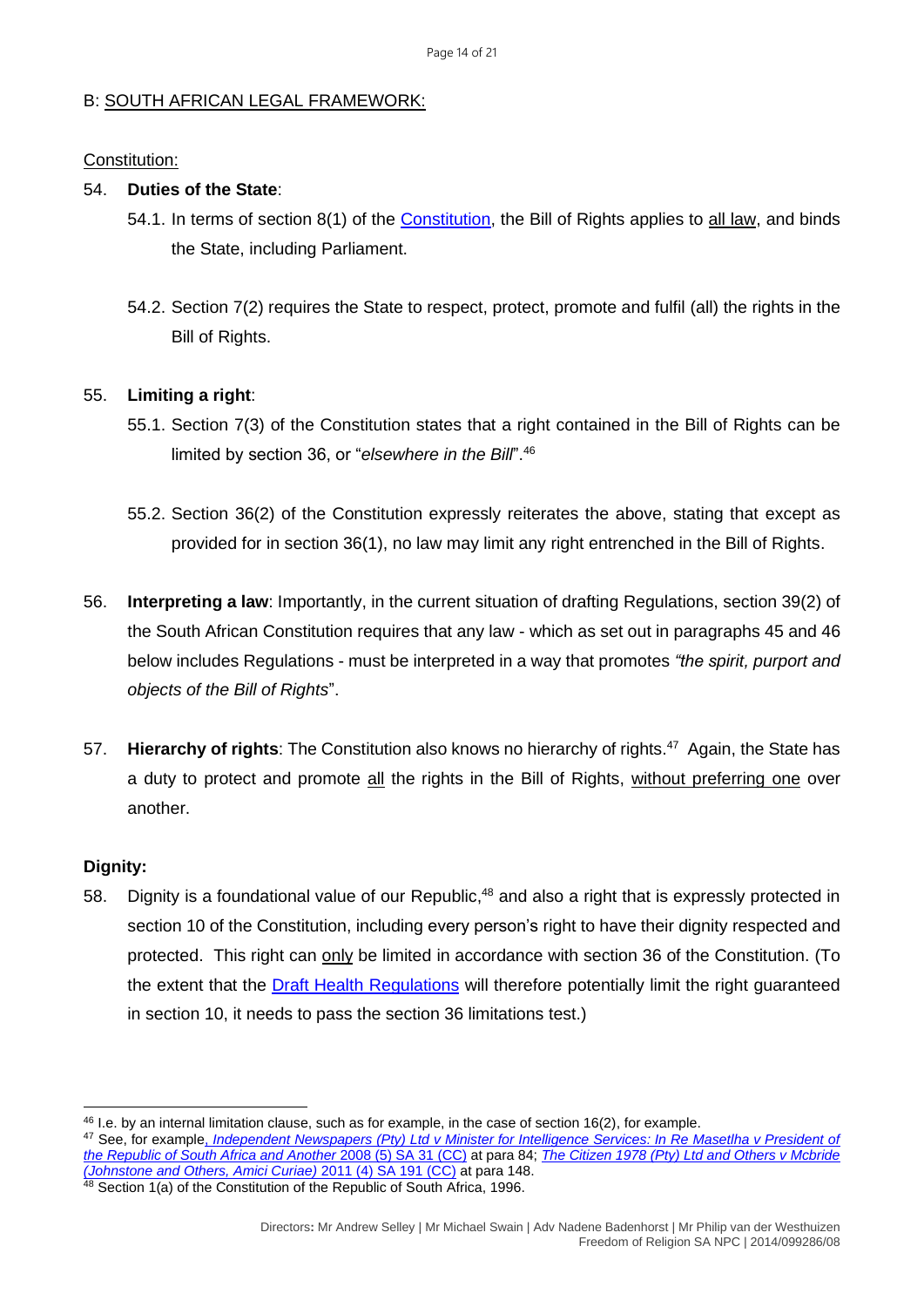B: SOUTH AFRICAN LEGAL FRAMEWORK:

Constitution:

54. **Duties of the State**:

54.1. In terms of section 8(1) of the Constitution, the Bill of Rights applies to all law, and binds the State, including Parliament.

54.2. Section 7(2) requires the State to respect, protect, promote and fulfil (all) the rights in the Bill of Rights.

55. **Limiting a right**:

55.1. Section 7(3) of the Constitution states that a right contained in the Bill of Rights can be limited by section 36, or "*elsewhere in the Bill*".[46]

55.2. Section 36(2) of the Constitution expressly reiterates the above, stating that except as provided for in section 36(1), no law may limit any right entrenched in the Bill of Rights.

56. **Interpreting a law**: Importantly, in the current situation of drafting Regulations, section 39(2) of the South African Constitution requires that any law - which as set out in paragraphs 45 and 46 below includes Regulations - must be interpreted in a way that promotes *"the spirit, purport and objects of the Bill of Rights*".

57. **Hierarchy of rights**: The Constitution also knows no hierarchy of rights.[47] Again, the State has a duty to protect and promote all the rights in the Bill of Rights, without preferring one over another.

**Dignity:**

58. Dignity is a foundational value of our Republic,[48] and also a right that is expressly protected in section 10 of the Constitution, including every person's right to have their dignity respected and protected. This right can only be limited in accordance with section 36 of the Constitution. (To the extent that the Draft Health Regulations will therefore potentially limit the right guaranteed in section 10, it needs to pass the section 36 limitations test.)

---

[46] I.e. by an internal limitation clause, such as for example, in the case of section 16(2), for example.

[47] See, for example, *Independent Newspapers (Pty) Ltd v Minister for Intelligence Services: In Re Masetlha v President of the Republic of South Africa and Another* 2008 (5) SA 31 (CC) at para 84; *The Citizen 1978 (Pty) Ltd and Others v Mcbride (Johnstone and Others, Amici Curiae)* 2011 (4) SA 191 (CC) at para 148.

[48] Section 1(a) of the Constitution of the Republic of South Africa, 1996.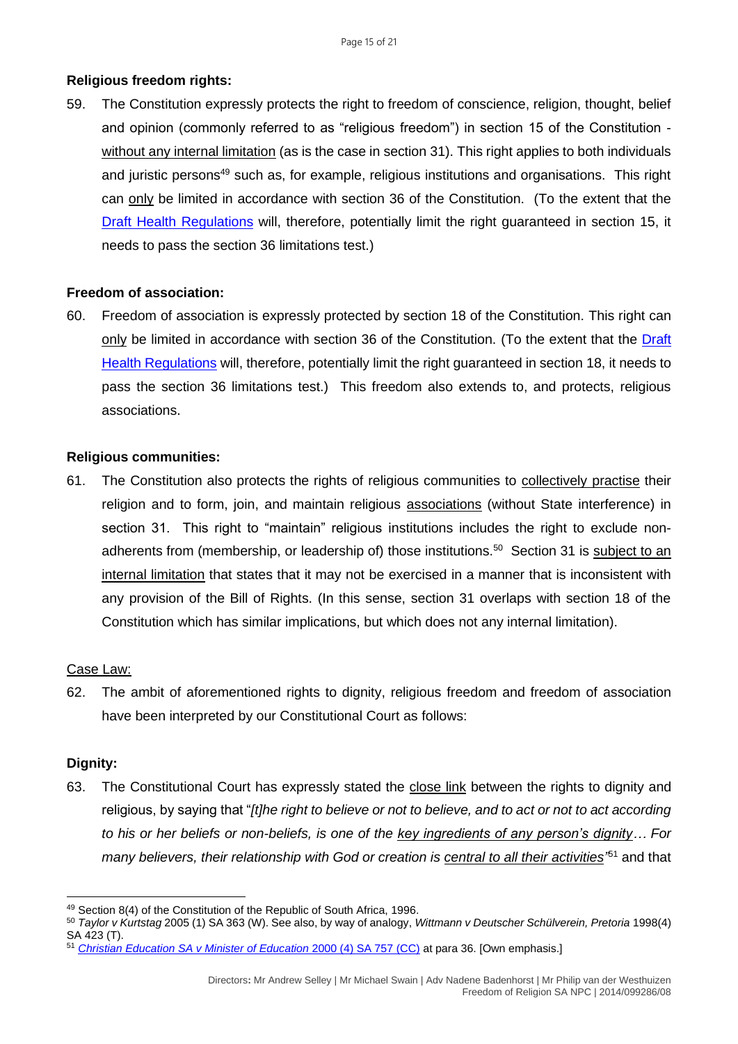**Religious freedom rights:**

59. The Constitution expressly protects the right to freedom of conscience, religion, thought, belief and opinion (commonly referred to as "religious freedom") in section 15 of the Constitution - without any internal limitation (as is the case in section 31). This right applies to both individuals and juristic persons[49] such as, for example, religious institutions and organisations. This right can only be limited in accordance with section 36 of the Constitution. (To the extent that the Draft Health Regulations will, therefore, potentially limit the right guaranteed in section 15, it needs to pass the section 36 limitations test.)

**Freedom of association:**

60. Freedom of association is expressly protected by section 18 of the Constitution. This right can only be limited in accordance with section 36 of the Constitution. (To the extent that the Draft Health Regulations will, therefore, potentially limit the right guaranteed in section 18, it needs to pass the section 36 limitations test.) This freedom also extends to, and protects, religious associations.

**Religious communities:**

61. The Constitution also protects the rights of religious communities to collectively practise their religion and to form, join, and maintain religious associations (without State interference) in section 31. This right to "maintain" religious institutions includes the right to exclude non-adherents from (membership, or leadership of) those institutions.[50] Section 31 is subject to an internal limitation that states that it may not be exercised in a manner that is inconsistent with any provision of the Bill of Rights. (In this sense, section 31 overlaps with section 18 of the Constitution which has similar implications, but which does not any internal limitation).

Case Law:

62. The ambit of aforementioned rights to dignity, religious freedom and freedom of association have been interpreted by our Constitutional Court as follows:

**Dignity:**

63. The Constitutional Court has expressly stated the close link between the rights to dignity and religious, by saying that "*[t]he right to believe or not to believe, and to act or not to act according to his or her beliefs or non-beliefs, is one of the key ingredients of any person's dignity… For many believers, their relationship with God or creation is central to all their activities*"[51] and that

---

[49] Section 8(4) of the Constitution of the Republic of South Africa, 1996.

[50] *Taylor v Kurtstag* 2005 (1) SA 363 (W). See also, by way of analogy, *Wittmann v Deutscher Schülverein, Pretoria* 1998(4) SA 423 (T).

[51] *Christian Education SA v Minister of Education* 2000 (4) SA 757 (CC) at para 36. [Own emphasis.]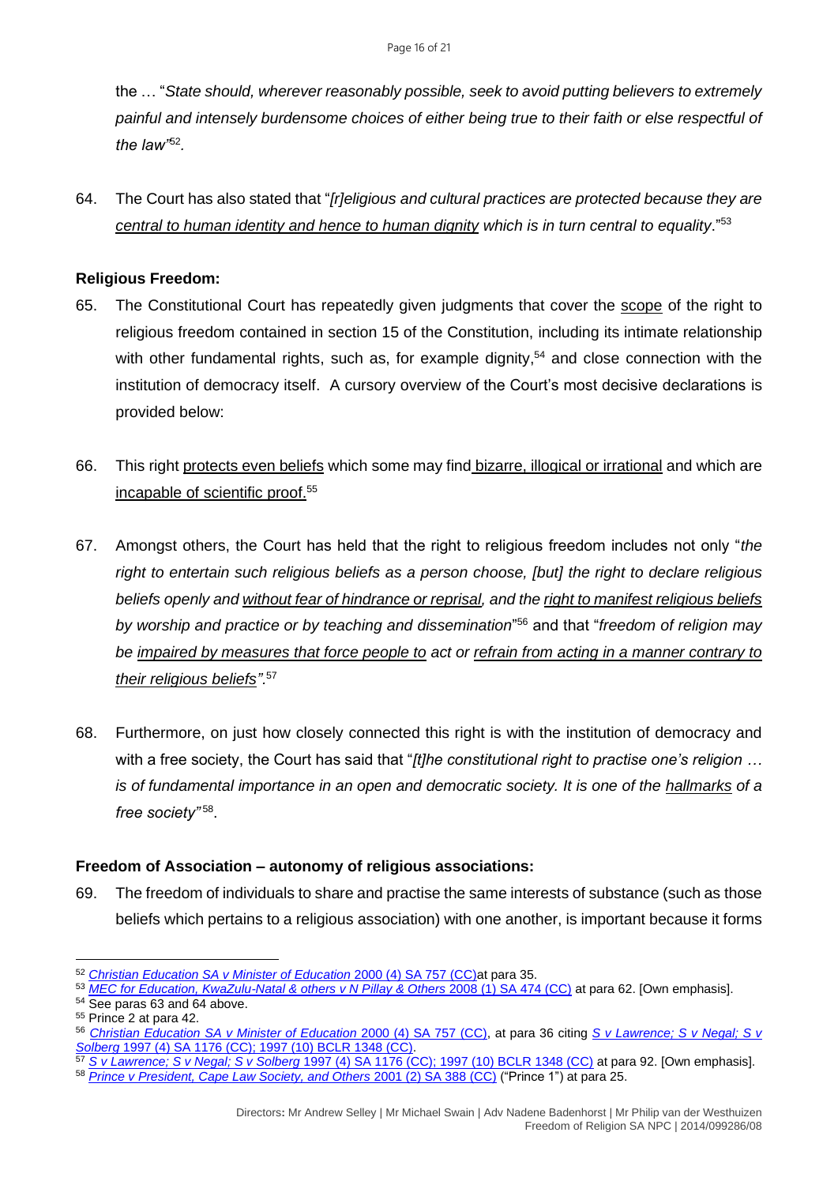the … "*State should, wherever reasonably possible, seek to avoid putting believers to extremely painful and intensely burdensome choices of either being true to their faith or else respectful of the law*"[52].

64. The Court has also stated that "*[r]eligious and cultural practices are protected because they are <u>central to human identity and hence to human dignity</u> which is in turn central to equality*."[53]

**Religious Freedom:**

65. The Constitutional Court has repeatedly given judgments that cover the <u>scope</u> of the right to religious freedom contained in section 15 of the Constitution, including its intimate relationship with other fundamental rights, such as, for example dignity,[54] and close connection with the institution of democracy itself. A cursory overview of the Court's most decisive declarations is provided below:

66. This right <u>protects even beliefs</u> which some may find <u>bizarre, illogical or irrational</u> and which are <u>incapable of scientific proof.</u>[55]

67. Amongst others, the Court has held that the right to religious freedom includes not only "*the right to entertain such religious beliefs as a person choose, [but] the right to declare religious beliefs openly and <u>without fear of hindrance or reprisal</u>, and the <u>right to manifest religious beliefs</u> by worship and practice or by teaching and dissemination*"[56] and that "*freedom of religion may be <u>impaired by measures that force people to</u> act or <u>refrain from acting in a manner contrary to their religious beliefs</u>".*[57]

68. Furthermore, on just how closely connected this right is with the institution of democracy and with a free society, the Court has said that "*[t]he constitutional right to practise one's religion … is of fundamental importance in an open and democratic society. It is one of the <u>hallmarks</u> of a free society*"[58].

**Freedom of Association – autonomy of religious associations:**

69. The freedom of individuals to share and practise the same interests of substance (such as those beliefs which pertains to a religious association) with one another, is important because it forms

---

[52] *Christian Education SA v Minister of Education* 2000 (4) SA 757 (CC)at para 35.
[53] *MEC for Education, KwaZulu-Natal & others v N Pillay & Others* 2008 (1) SA 474 (CC) at para 62. [Own emphasis].
[54] See paras 63 and 64 above.
[55] Prince 2 at para 42.
[56] *Christian Education SA v Minister of Education* 2000 (4) SA 757 (CC), at para 36 citing *S v Lawrence; S v Negal; S v Solberg* 1997 (4) SA 1176 (CC); 1997 (10) BCLR 1348 (CC).
[57] *S v Lawrence; S v Negal; S v Solberg* 1997 (4) SA 1176 (CC); 1997 (10) BCLR 1348 (CC) at para 92. [Own emphasis].
[58] *Prince v President, Cape Law Society, and Others* 2001 (2) SA 388 (CC) ("Prince 1") at para 25.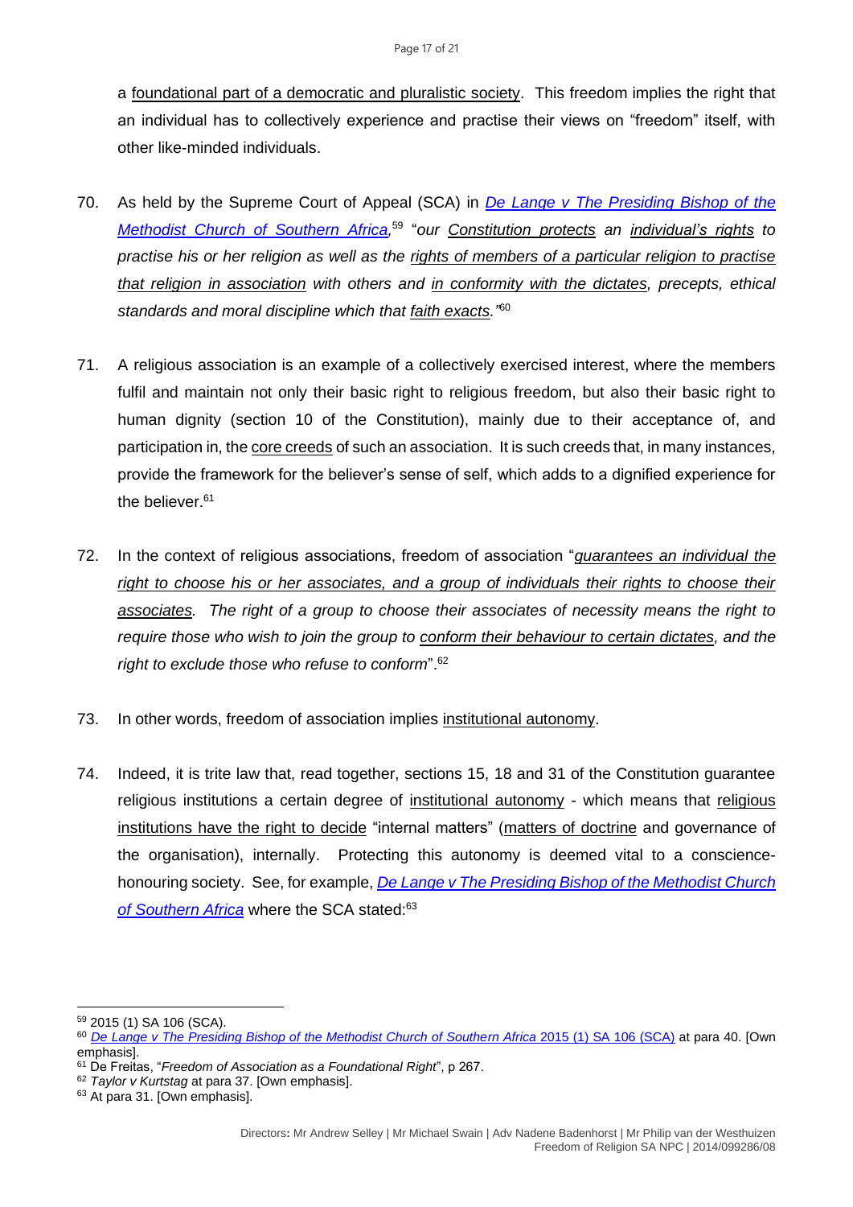a foundational part of a democratic and pluralistic society. This freedom implies the right that an individual has to collectively experience and practise their views on "freedom" itself, with other like-minded individuals.

70. As held by the Supreme Court of Appeal (SCA) in *De Lange v The Presiding Bishop of the Methodist Church of Southern Africa*,[59] "*our Constitution protects an individual's rights to practise his or her religion as well as the rights of members of a particular religion to practise that religion in association with others and in conformity with the dictates, precepts, ethical standards and moral discipline which that faith exacts.*"[60]

71. A religious association is an example of a collectively exercised interest, where the members fulfil and maintain not only their basic right to religious freedom, but also their basic right to human dignity (section 10 of the Constitution), mainly due to their acceptance of, and participation in, the core creeds of such an association. It is such creeds that, in many instances, provide the framework for the believer's sense of self, which adds to a dignified experience for the believer.[61]

72. In the context of religious associations, freedom of association "*guarantees an individual the right to choose his or her associates, and a group of individuals their rights to choose their associates. The right of a group to choose their associates of necessity means the right to require those who wish to join the group to conform their behaviour to certain dictates, and the right to exclude those who refuse to conform*".[62]

73. In other words, freedom of association implies institutional autonomy.

74. Indeed, it is trite law that, read together, sections 15, 18 and 31 of the Constitution guarantee religious institutions a certain degree of institutional autonomy - which means that religious institutions have the right to decide "internal matters" (matters of doctrine and governance of the organisation), internally. Protecting this autonomy is deemed vital to a conscience-honouring society. See, for example, *De Lange v The Presiding Bishop of the Methodist Church of Southern Africa* where the SCA stated:[63]

---

[59] 2015 (1) SA 106 (SCA).

[60] *De Lange v The Presiding Bishop of the Methodist Church of Southern Africa* 2015 (1) SA 106 (SCA) at para 40. [Own emphasis].

[61] De Freitas, "*Freedom of Association as a Foundational Right*", p 267.

[62] *Taylor v Kurtstag* at para 37. [Own emphasis].

[63] At para 31. [Own emphasis].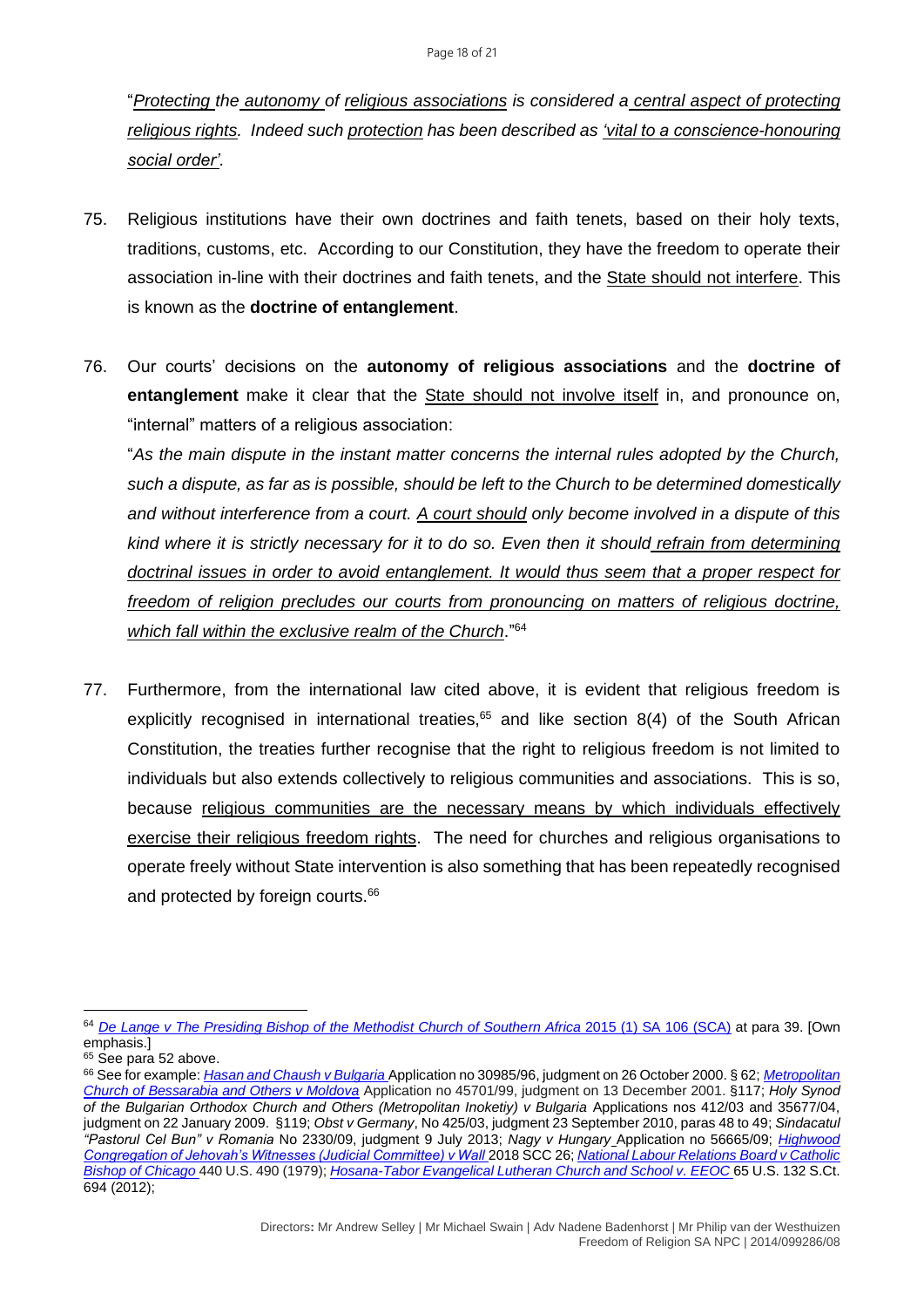"*Protecting the autonomy of religious associations is considered a central aspect of protecting religious rights. Indeed such protection has been described as 'vital to a conscience-honouring social order'.*

75. Religious institutions have their own doctrines and faith tenets, based on their holy texts, traditions, customs, etc. According to our Constitution, they have the freedom to operate their association in-line with their doctrines and faith tenets, and the State should not interfere. This is known as the **doctrine of entanglement**.

76. Our courts' decisions on the **autonomy of religious associations** and the **doctrine of entanglement** make it clear that the State should not involve itself in, and pronounce on, "internal" matters of a religious association:

   "*As the main dispute in the instant matter concerns the internal rules adopted by the Church, such a dispute, as far as is possible, should be left to the Church to be determined domestically and without interference from a court. A court should only become involved in a dispute of this kind where it is strictly necessary for it to do so. Even then it should refrain from determining doctrinal issues in order to avoid entanglement. It would thus seem that a proper respect for freedom of religion precludes our courts from pronouncing on matters of religious doctrine, which fall within the exclusive realm of the Church*."[64]

77. Furthermore, from the international law cited above, it is evident that religious freedom is explicitly recognised in international treaties,[65] and like section 8(4) of the South African Constitution, the treaties further recognise that the right to religious freedom is not limited to individuals but also extends collectively to religious communities and associations. This is so, because religious communities are the necessary means by which individuals effectively exercise their religious freedom rights. The need for churches and religious organisations to operate freely without State intervention is also something that has been repeatedly recognised and protected by foreign courts.[66]

---

[64] *De Lange v The Presiding Bishop of the Methodist Church of Southern Africa* 2015 (1) SA 106 (SCA) at para 39. [Own emphasis.]

[65] See para 52 above.

[66] See for example: *Hasan and Chaush v Bulgaria* Application no 30985/96, judgment on 26 October 2000. § 62; *Metropolitan Church of Bessarabia and Others v Moldova* Application no 45701/99, judgment on 13 December 2001. §117; *Holy Synod of the Bulgarian Orthodox Church and Others (Metropolitan Inoketiy) v Bulgaria* Applications nos 412/03 and 35677/04, judgment on 22 January 2009. §119; *Obst v Germany*, No 425/03, judgment 23 September 2010, paras 48 to 49; *Sindacatul "Pastorul Cel Bun" v Romania* No 2330/09, judgment 9 July 2013; *Nagy v Hungary* Application no 56665/09; *Highwood Congregation of Jehovah's Witnesses (Judicial Committee) v Wall* 2018 SCC 26; *National Labour Relations Board v Catholic Bishop of Chicago* 440 U.S. 490 (1979); *Hosana-Tabor Evangelical Lutheran Church and School v. EEOC* 65 U.S. 132 S.Ct. 694 (2012);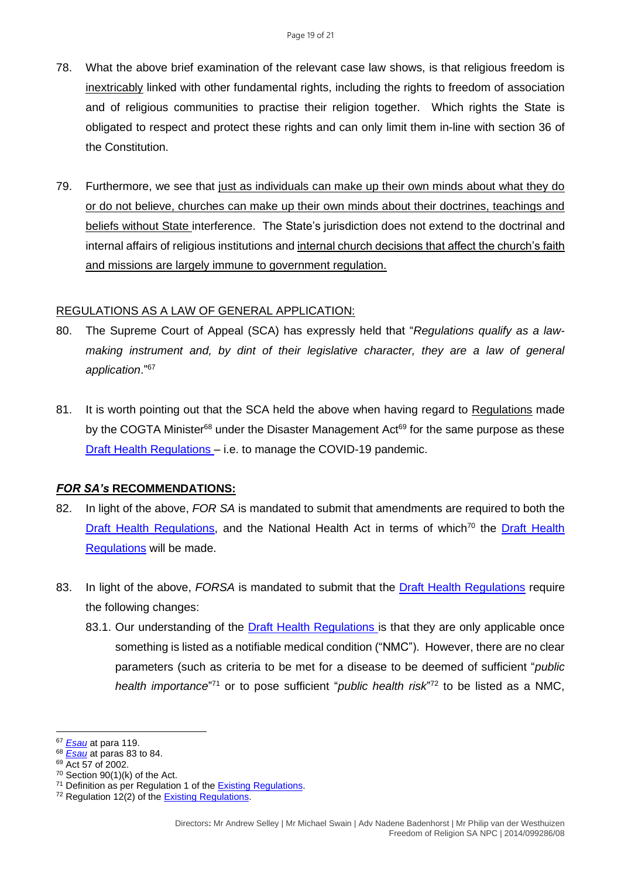78. What the above brief examination of the relevant case law shows, is that religious freedom is inextricably linked with other fundamental rights, including the rights to freedom of association and of religious communities to practise their religion together. Which rights the State is obligated to respect and protect these rights and can only limit them in-line with section 36 of the Constitution.

79. Furthermore, we see that just as individuals can make up their own minds about what they do or do not believe, churches can make up their own minds about their doctrines, teachings and beliefs without State interference. The State's jurisdiction does not extend to the doctrinal and internal affairs of religious institutions and internal church decisions that affect the church's faith and missions are largely immune to government regulation.

## REGULATIONS AS A LAW OF GENERAL APPLICATION:

80. The Supreme Court of Appeal (SCA) has expressly held that "*Regulations qualify as a law-making instrument and, by dint of their legislative character, they are a law of general application*."[67]

81. It is worth pointing out that the SCA held the above when having regard to Regulations made by the COGTA Minister[68] under the Disaster Management Act[69] for the same purpose as these Draft Health Regulations – i.e. to manage the COVID-19 pandemic.

## *FOR SA's* RECOMMENDATIONS:

82. In light of the above, *FOR SA* is mandated to submit that amendments are required to both the Draft Health Regulations, and the National Health Act in terms of which[70] the Draft Health Regulations will be made.

83. In light of the above, *FORSA* is mandated to submit that the Draft Health Regulations require the following changes:

    83.1. Our understanding of the Draft Health Regulations is that they are only applicable once something is listed as a notifiable medical condition ("NMC"). However, there are no clear parameters (such as criteria to be met for a disease to be deemed of sufficient "*public health importance*"[71] or to pose sufficient "*public health risk*"[72] to be listed as a NMC,

---

[67] *Esau* at para 119.
[68] *Esau* at paras 83 to 84.
[69] Act 57 of 2002.
[70] Section 90(1)(k) of the Act.
[71] Definition as per Regulation 1 of the Existing Regulations.
[72] Regulation 12(2) of the Existing Regulations.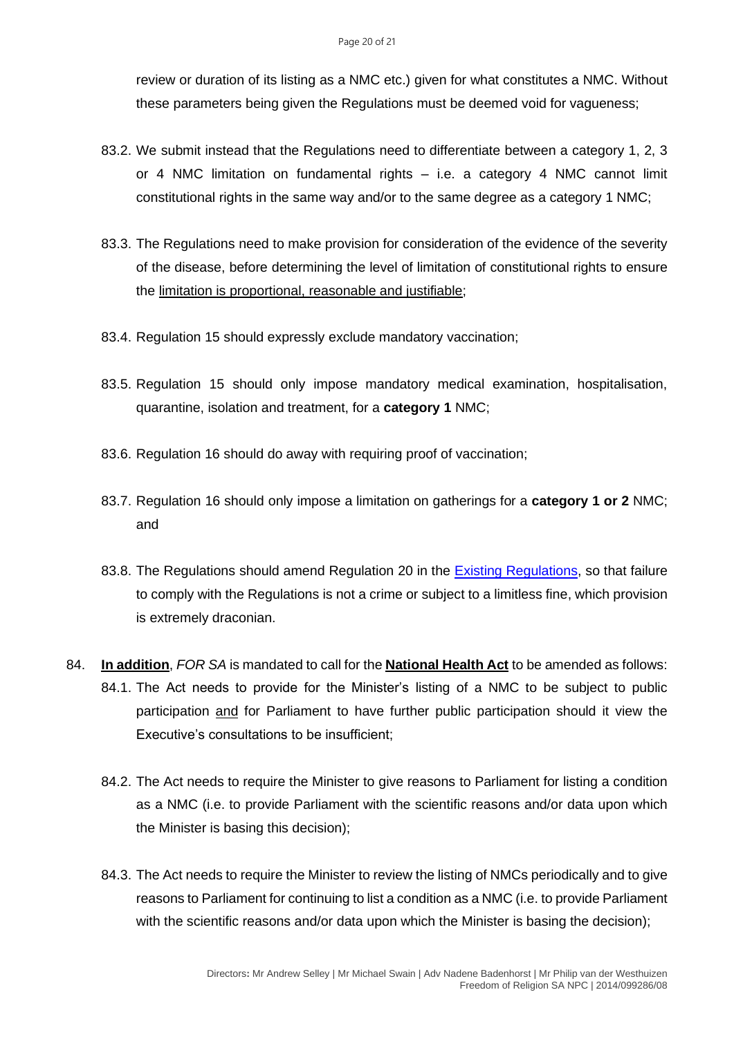review or duration of its listing as a NMC etc.) given for what constitutes a NMC. Without these parameters being given the Regulations must be deemed void for vagueness;

83.2. We submit instead that the Regulations need to differentiate between a category 1, 2, 3 or 4 NMC limitation on fundamental rights – i.e. a category 4 NMC cannot limit constitutional rights in the same way and/or to the same degree as a category 1 NMC;

83.3. The Regulations need to make provision for consideration of the evidence of the severity of the disease, before determining the level of limitation of constitutional rights to ensure the <u>limitation is proportional, reasonable and justifiable</u>;

83.4. Regulation 15 should expressly exclude mandatory vaccination;

83.5. Regulation 15 should only impose mandatory medical examination, hospitalisation, quarantine, isolation and treatment, for a **category 1** NMC;

83.6. Regulation 16 should do away with requiring proof of vaccination;

83.7. Regulation 16 should only impose a limitation on gatherings for a **category 1 or 2** NMC; and

83.8. The Regulations should amend Regulation 20 in the [Existing Regulations](), so that failure to comply with the Regulations is not a crime or subject to a limitless fine, which provision is extremely draconian.

84. **<u>In addition</u>**, *FOR SA* is mandated to call for the **<u>National Health Act</u>** to be amended as follows:

84.1. The Act needs to provide for the Minister's listing of a NMC to be subject to public participation <u>and</u> for Parliament to have further public participation should it view the Executive's consultations to be insufficient;

84.2. The Act needs to require the Minister to give reasons to Parliament for listing a condition as a NMC (i.e. to provide Parliament with the scientific reasons and/or data upon which the Minister is basing this decision);

84.3. The Act needs to require the Minister to review the listing of NMCs periodically and to give reasons to Parliament for continuing to list a condition as a NMC (i.e. to provide Parliament with the scientific reasons and/or data upon which the Minister is basing the decision);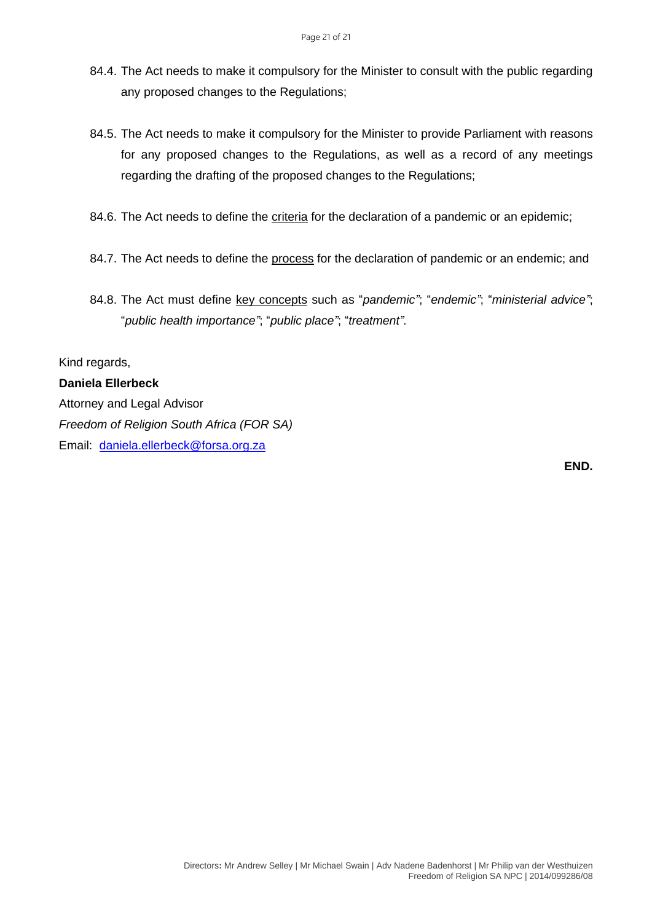84.4. The Act needs to make it compulsory for the Minister to consult with the public regarding any proposed changes to the Regulations;

84.5. The Act needs to make it compulsory for the Minister to provide Parliament with reasons for any proposed changes to the Regulations, as well as a record of any meetings regarding the drafting of the proposed changes to the Regulations;

84.6. The Act needs to define the criteria for the declaration of a pandemic or an epidemic;

84.7. The Act needs to define the process for the declaration of pandemic or an endemic; and

84.8. The Act must define key concepts such as "*pandemic"*; "*endemic"*; "*ministerial advice"*; "*public health importance"*; "*public place"*; "*treatment".*

Kind regards,

**Daniela Ellerbeck**

Attorney and Legal Advisor

*Freedom of Religion South Africa (FOR SA)*

Email: daniela.ellerbeck@forsa.org.za

**END.**

Directors: Mr Andrew Selley | Mr Michael Swain | Adv Nadene Badenhorst | Mr Philip van der Westhuizen
Freedom of Religion SA NPC | 2014/099286/08